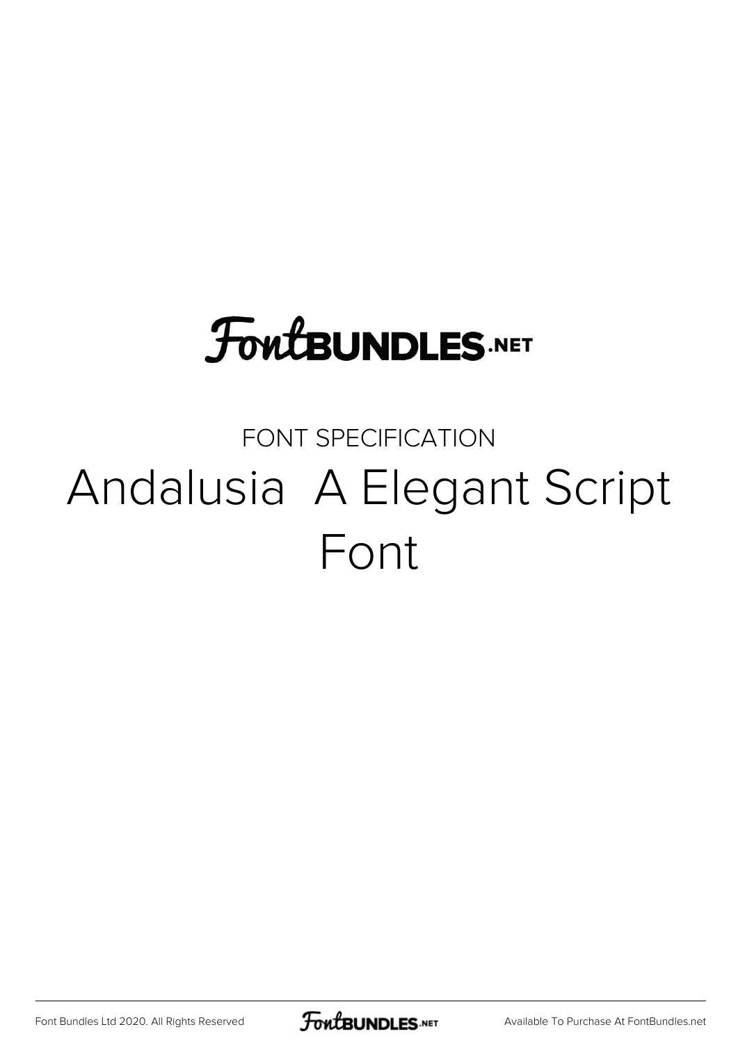FontBUNDLES.NET

FONT SPECIFICATION

# Andalusia  A Elegant Script Font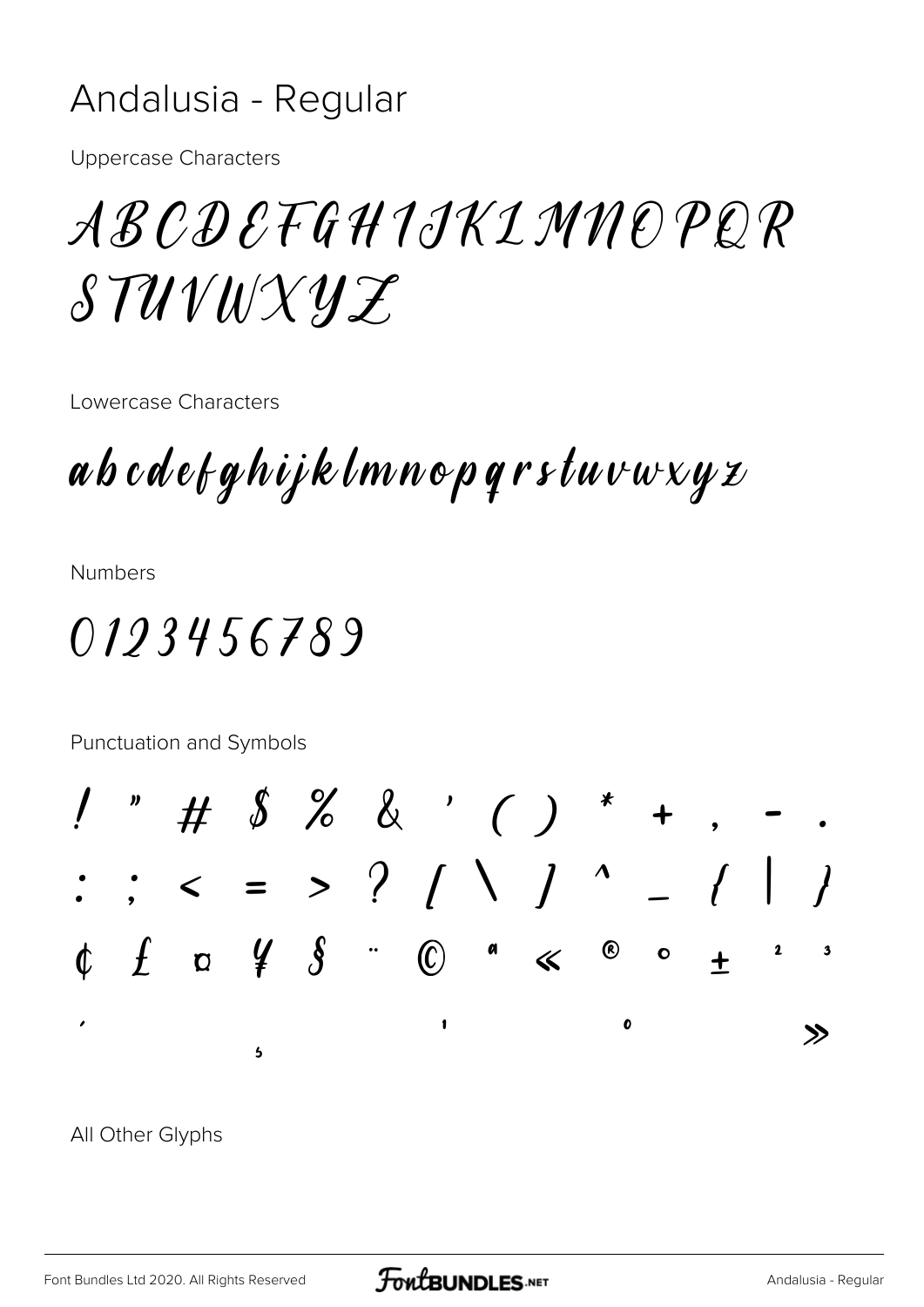# Andalusia - Regular

Uppercase Characters

ABCDEFGHIJKLMNOPQR
STUVWXYZ

Lowercase Characters

abcdefghijklmnopqrstuvwxyz

Numbers

0123456789

Punctuation and Symbols

! " # $ % & ' ( ) * + , - .
: ; < = > ? [ \ ] ^ _ { | }
¢ £ ¤ ¥ § ¨ © ª « ® ° ± ² ³
´ µ ¹ º »

All Other Glyphs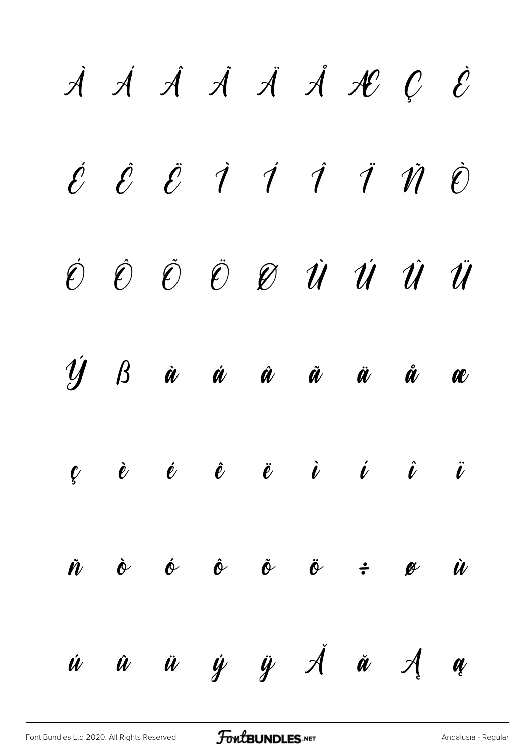À Á Â Ã Ä Å Æ Ç È

É Ê Ë Ì Í Î Ï Ñ Ò

Ó Ô Õ Ö Ø Ù Ú Û Ü

Ý ß à á â ã ä å æ

ç è é ê ë ì í î ï

ñ ò ó ô õ ö ÷ ø ù

ú û ü ý ÿ Ă ă Ą ą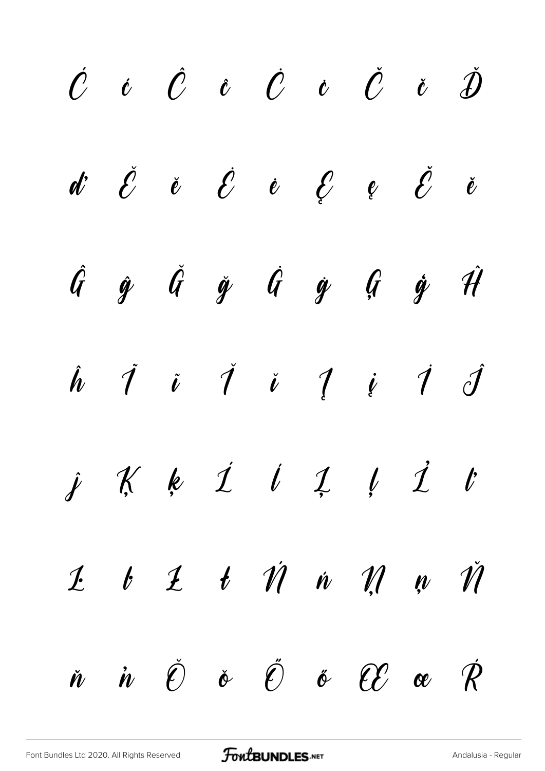Ć ć Ĉ ĉ Ċ ċ Č č Ď

ď Ĕ ĕ Ė ė Ę ę Ě ě

Ĝ ĝ Ğ ğ Ġ ġ Ģ ģ Ĥ

ĥ Ĩ ĩ Ĭ ĭ Į į İ Ĵ

ĵ Ķ ķ Ĺ ĺ Ļ ļ Ľ ľ

Ŀ ŀ Ł ł Ń ń Ņ ņ Ň

ň ŉ Ŏ ŏ Ő ő Œ œ Ŕ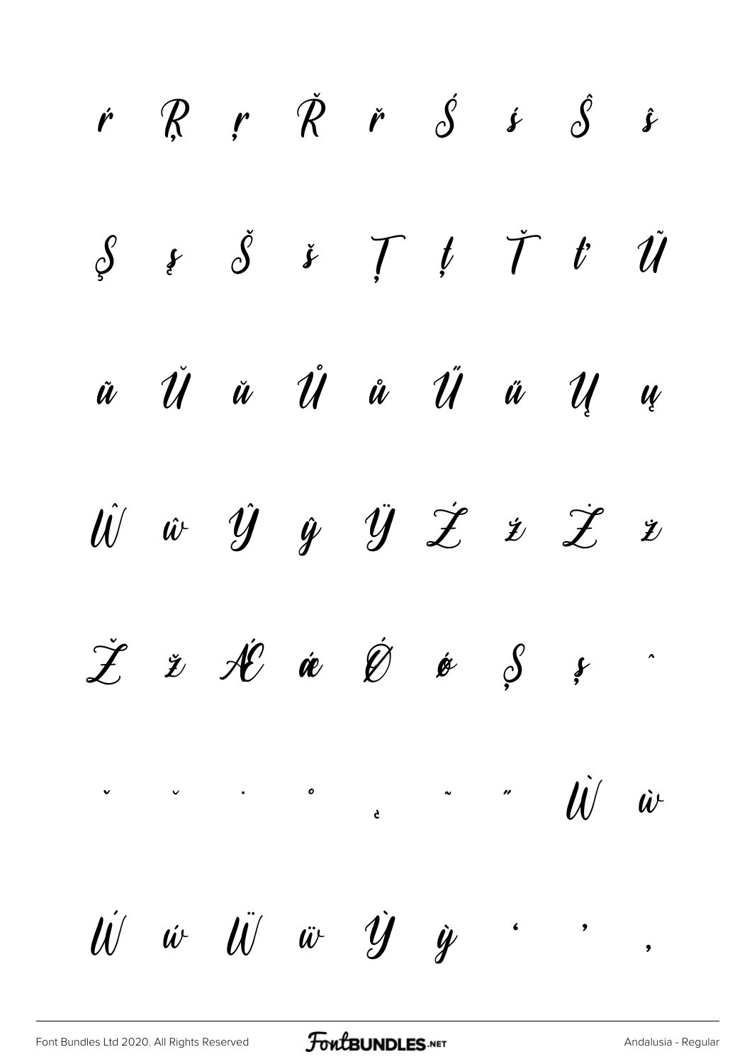ŕ Ŗ ŗ Ř ř Ś ś Ŝ ŝ

Ş ş Š š Ţ ţ Ť ť Ũ

ũ Ŭ ŭ Ů ů Ű ű Ų ų

Ŵ ŵ Ŷ ŷ Ÿ Ź ź Ż ż

Ž ž Ǽ ǽ Ǿ ǿ Ș ș ˆ

ˇ ˘ ˙ ˚ ˛ ˜ ˝ Ẁ ẁ

Ẃ ẃ Ẅ ẅ Ỳ ỳ ‘ ’ ‚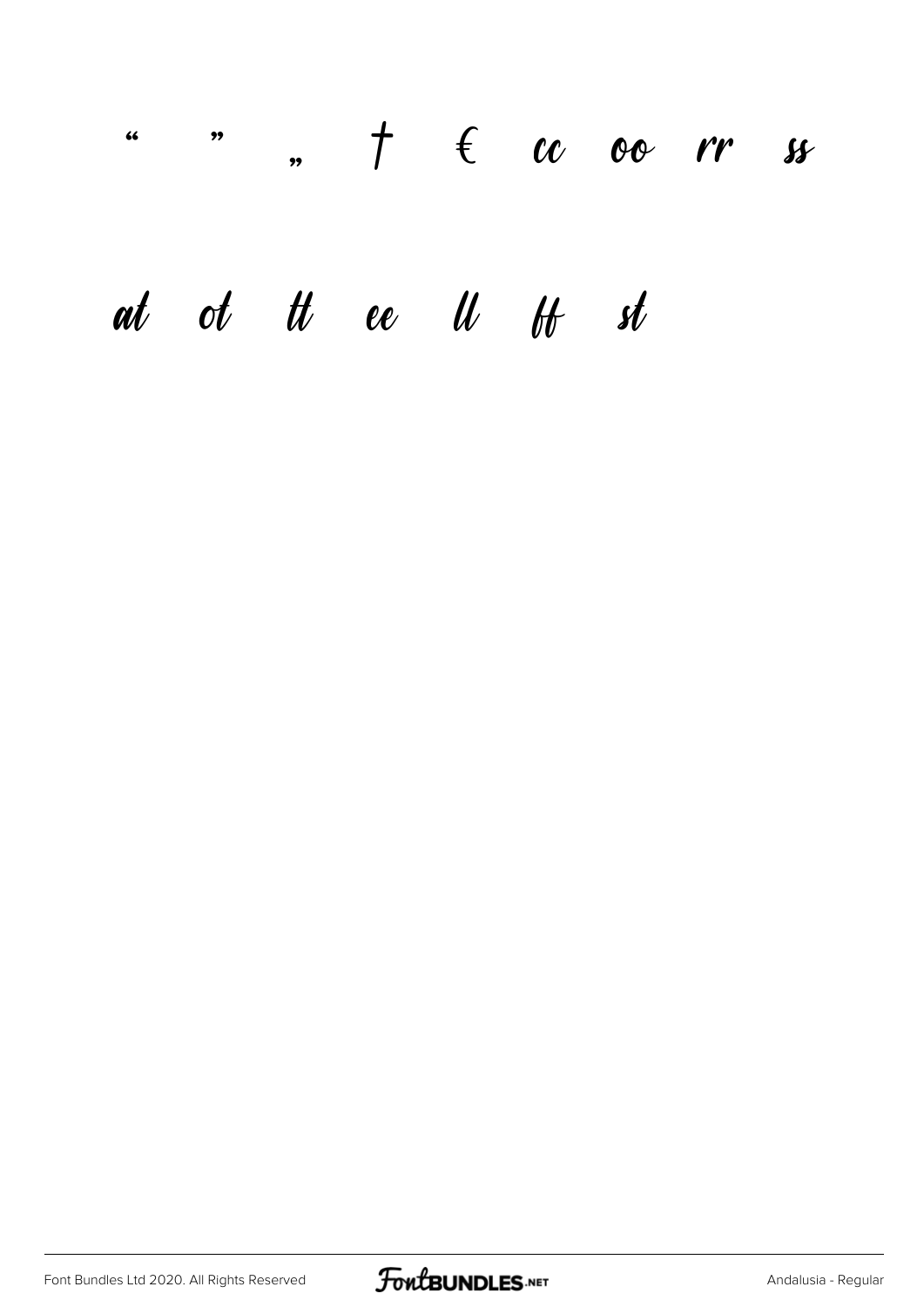“ ” „ † € cc oo rr ss

at ot tt ee ll ff st